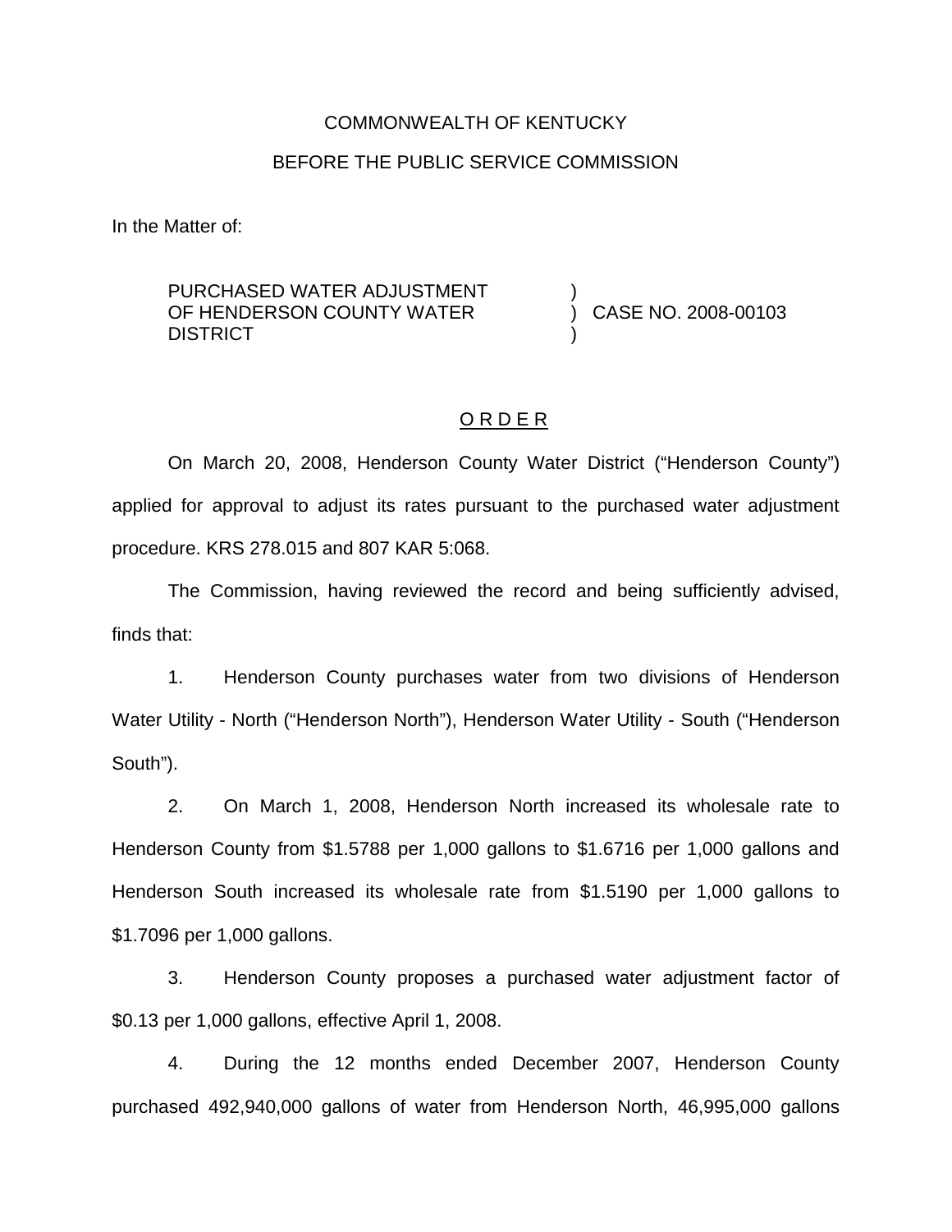COMMONWEALTH OF KENTUCKY

BEFORE THE PUBLIC SERVICE COMMISSION

In the Matter of:

| | | |
|---|---|---|
| PURCHASED WATER ADJUSTMENT OF HENDERSON COUNTY WATER DISTRICT | ) ) ) | CASE NO. 2008-00103 |

## O R D E R

On March 20, 2008, Henderson County Water District ("Henderson County") applied for approval to adjust its rates pursuant to the purchased water adjustment procedure. KRS 278.015 and 807 KAR 5:068.

The Commission, having reviewed the record and being sufficiently advised, finds that:

1. Henderson County purchases water from two divisions of Henderson Water Utility - North ("Henderson North"), Henderson Water Utility - South ("Henderson South").

2. On March 1, 2008, Henderson North increased its wholesale rate to Henderson County from $1.5788 per 1,000 gallons to $1.6716 per 1,000 gallons and Henderson South increased its wholesale rate from $1.5190 per 1,000 gallons to $1.7096 per 1,000 gallons.

3. Henderson County proposes a purchased water adjustment factor of $0.13 per 1,000 gallons, effective April 1, 2008.

4. During the 12 months ended December 2007, Henderson County purchased 492,940,000 gallons of water from Henderson North, 46,995,000 gallons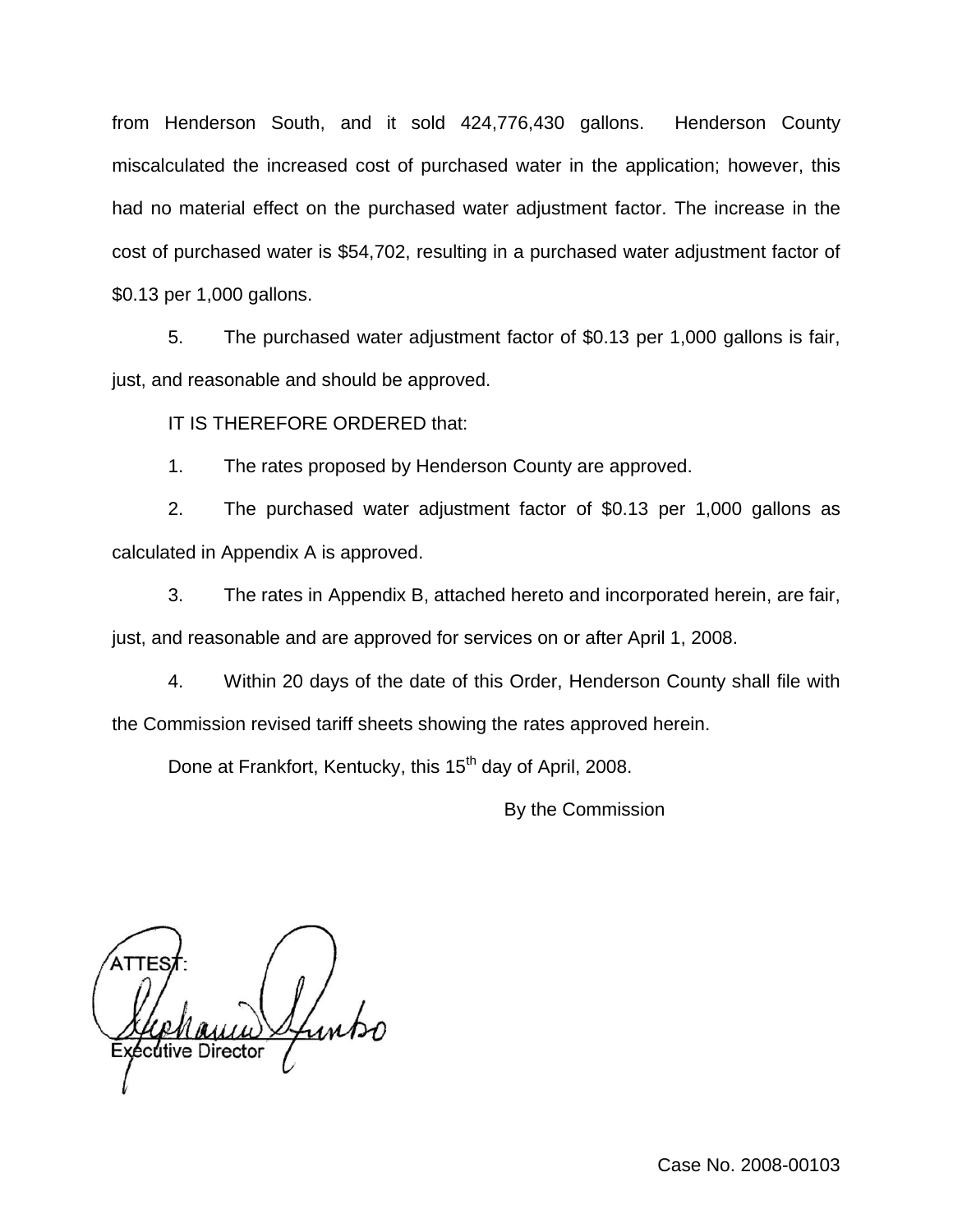from Henderson South, and it sold 424,776,430 gallons. Henderson County miscalculated the increased cost of purchased water in the application; however, this had no material effect on the purchased water adjustment factor. The increase in the cost of purchased water is $54,702, resulting in a purchased water adjustment factor of $0.13 per 1,000 gallons.

5. The purchased water adjustment factor of $0.13 per 1,000 gallons is fair, just, and reasonable and should be approved.

IT IS THEREFORE ORDERED that:

1. The rates proposed by Henderson County are approved.

2. The purchased water adjustment factor of $0.13 per 1,000 gallons as calculated in Appendix A is approved.

3. The rates in Appendix B, attached hereto and incorporated herein, are fair, just, and reasonable and are approved for services on or after April 1, 2008.

4. Within 20 days of the date of this Order, Henderson County shall file with the Commission revised tariff sheets showing the rates approved herein.

Done at Frankfort, Kentucky, this 15th day of April, 2008.

By the Commission

ATTEST:

Executive Director

Case No. 2008-00103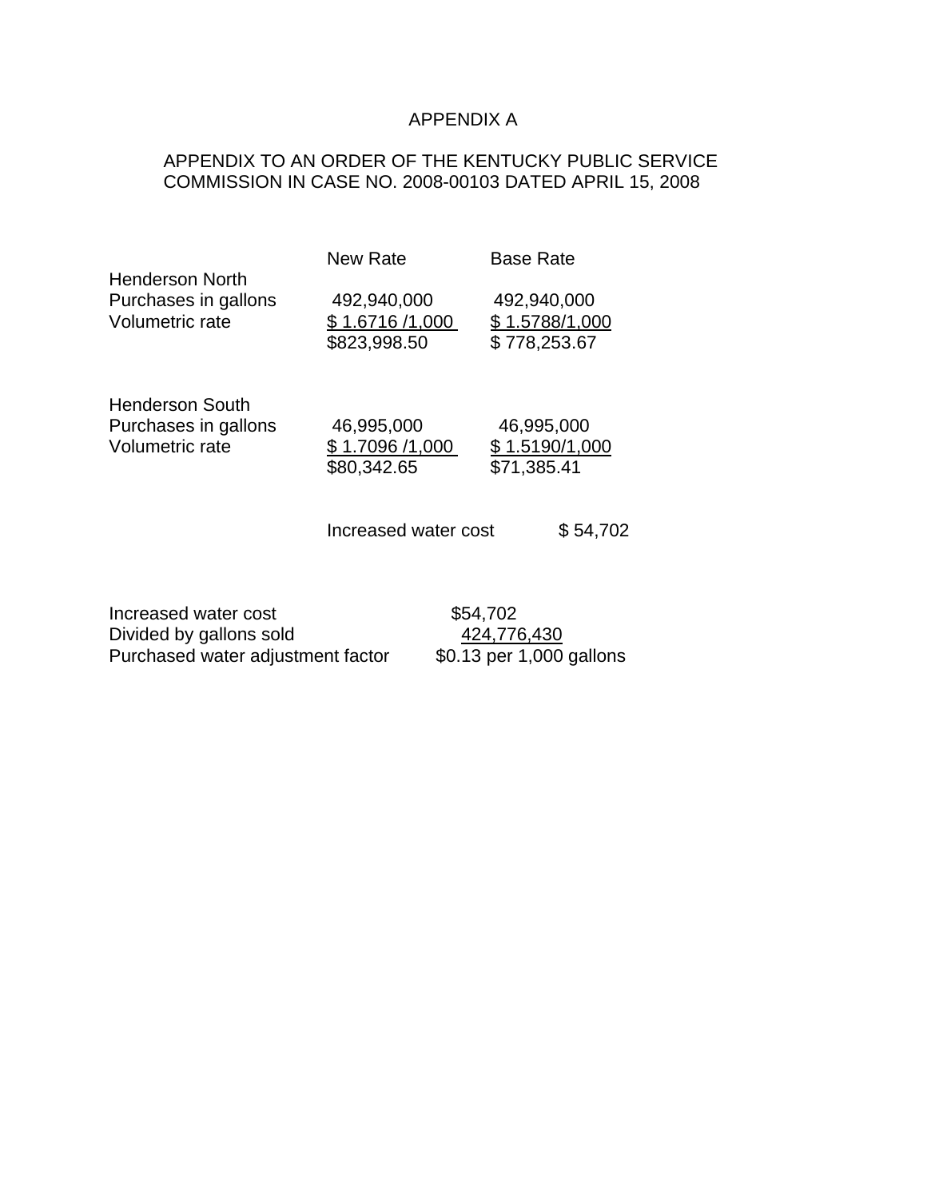# APPENDIX A

APPENDIX TO AN ORDER OF THE KENTUCKY PUBLIC SERVICE COMMISSION IN CASE NO. 2008-00103 DATED APRIL 15, 2008

| | New Rate | Base Rate |
|---|---|---|
| **Henderson North** | | |
| Purchases in gallons | 492,940,000 | 492,940,000 |
| Volumetric rate | $ 1.6716 /1,000 | $ 1.5788/1,000 |
| | $823,998.50 | $ 778,253.67 |
| | | |
| **Henderson South** | | |
| Purchases in gallons | 46,995,000 | 46,995,000 |
| Volumetric rate | $ 1.7096 /1,000 | $ 1.5190/1,000 |
| | $80,342.65 | $71,385.41 |
| | | |
| | Increased water cost | $ 54,702 |

| | |
|---|---|
| Increased water cost | $54,702 |
| Divided by gallons sold | 424,776,430 |
| Purchased water adjustment factor | $0.13 per 1,000 gallons |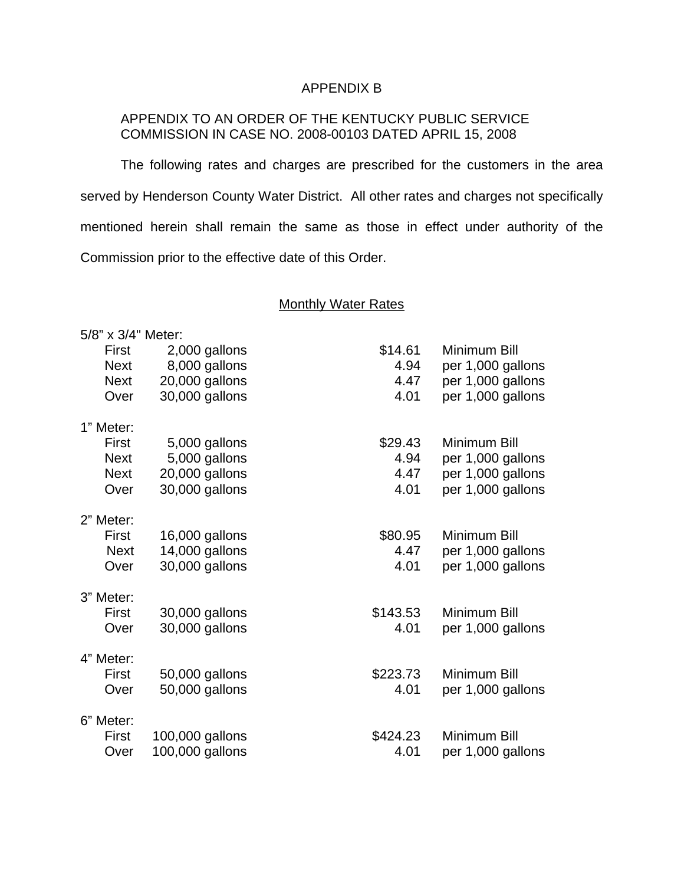APPENDIX B

APPENDIX TO AN ORDER OF THE KENTUCKY PUBLIC SERVICE COMMISSION IN CASE NO. 2008-00103 DATED APRIL 15, 2008

The following rates and charges are prescribed for the customers in the area served by Henderson County Water District. All other rates and charges not specifically mentioned herein shall remain the same as those in effect under authority of the Commission prior to the effective date of this Order.

Monthly Water Rates

| | | | |
|---|---|---|---|
| **5/8" x 3/4" Meter:** | | | |
| First | 2,000 gallons | $14.61 | Minimum Bill |
| Next | 8,000 gallons | 4.94 | per 1,000 gallons |
| Next | 20,000 gallons | 4.47 | per 1,000 gallons |
| Over | 30,000 gallons | 4.01 | per 1,000 gallons |
| **1" Meter:** | | | |
| First | 5,000 gallons | $29.43 | Minimum Bill |
| Next | 5,000 gallons | 4.94 | per 1,000 gallons |
| Next | 20,000 gallons | 4.47 | per 1,000 gallons |
| Over | 30,000 gallons | 4.01 | per 1,000 gallons |
| **2" Meter:** | | | |
| First | 16,000 gallons | $80.95 | Minimum Bill |
| Next | 14,000 gallons | 4.47 | per 1,000 gallons |
| Over | 30,000 gallons | 4.01 | per 1,000 gallons |
| **3" Meter:** | | | |
| First | 30,000 gallons | $143.53 | Minimum Bill |
| Over | 30,000 gallons | 4.01 | per 1,000 gallons |
| **4" Meter:** | | | |
| First | 50,000 gallons | $223.73 | Minimum Bill |
| Over | 50,000 gallons | 4.01 | per 1,000 gallons |
| **6" Meter:** | | | |
| First | 100,000 gallons | $424.23 | Minimum Bill |
| Over | 100,000 gallons | 4.01 | per 1,000 gallons |